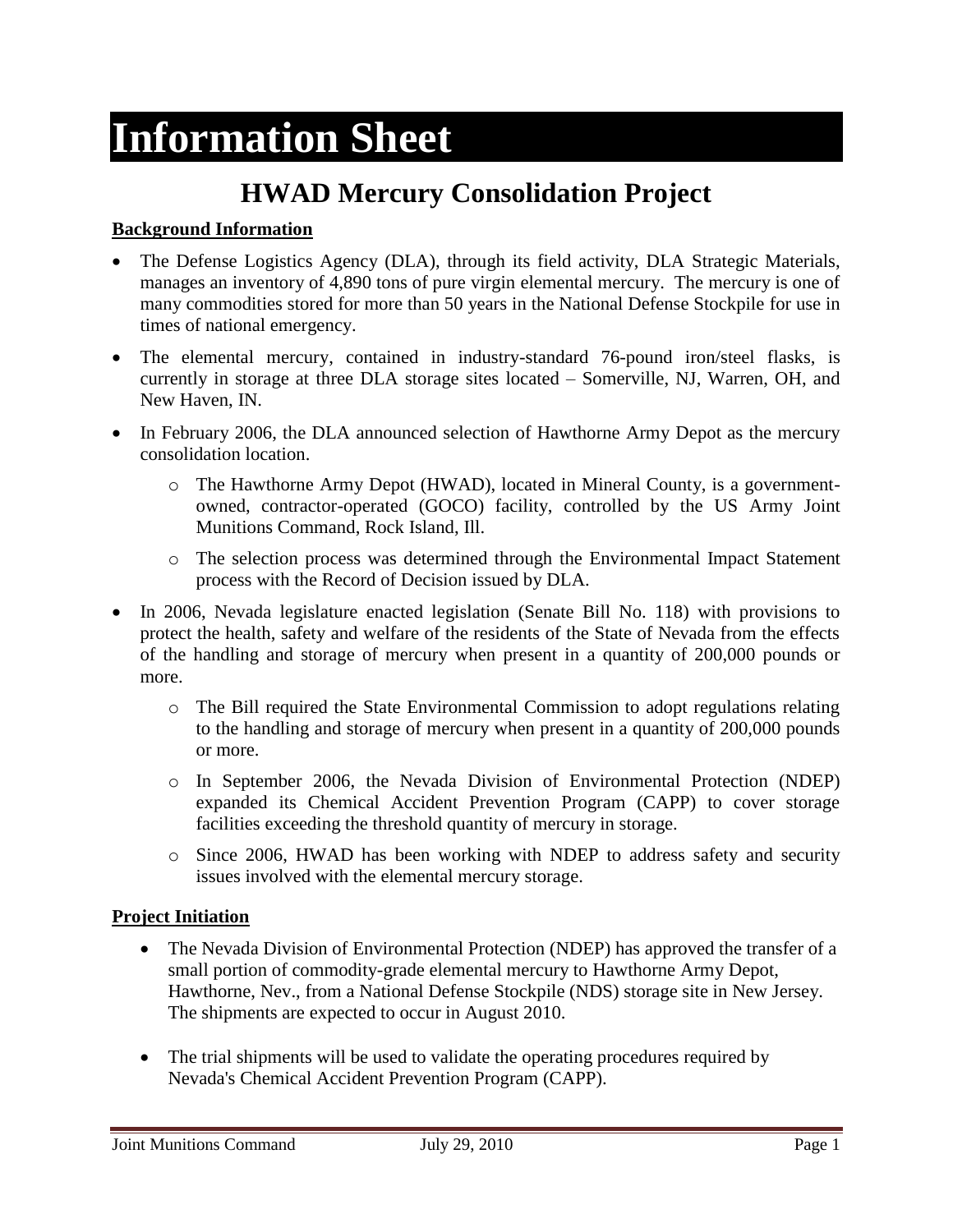# Information Sheet

## HWAD Mercury Consolidation Project

**Background Information**

- The Defense Logistics Agency (DLA), through its field activity, DLA Strategic Materials, manages an inventory of 4,890 tons of pure virgin elemental mercury. The mercury is one of many commodities stored for more than 50 years in the National Defense Stockpile for use in times of national emergency.
- The elemental mercury, contained in industry-standard 76-pound iron/steel flasks, is currently in storage at three DLA storage sites located – Somerville, NJ, Warren, OH, and New Haven, IN.
- In February 2006, the DLA announced selection of Hawthorne Army Depot as the mercury consolidation location.
  - The Hawthorne Army Depot (HWAD), located in Mineral County, is a government-owned, contractor-operated (GOCO) facility, controlled by the US Army Joint Munitions Command, Rock Island, Ill.
  - The selection process was determined through the Environmental Impact Statement process with the Record of Decision issued by DLA.
- In 2006, Nevada legislature enacted legislation (Senate Bill No. 118) with provisions to protect the health, safety and welfare of the residents of the State of Nevada from the effects of the handling and storage of mercury when present in a quantity of 200,000 pounds or more.
  - The Bill required the State Environmental Commission to adopt regulations relating to the handling and storage of mercury when present in a quantity of 200,000 pounds or more.
  - In September 2006, the Nevada Division of Environmental Protection (NDEP) expanded its Chemical Accident Prevention Program (CAPP) to cover storage facilities exceeding the threshold quantity of mercury in storage.
  - Since 2006, HWAD has been working with NDEP to address safety and security issues involved with the elemental mercury storage.

**Project Initiation**

- The Nevada Division of Environmental Protection (NDEP) has approved the transfer of a small portion of commodity-grade elemental mercury to Hawthorne Army Depot, Hawthorne, Nev., from a National Defense Stockpile (NDS) storage site in New Jersey. The shipments are expected to occur in August 2010.
- The trial shipments will be used to validate the operating procedures required by Nevada's Chemical Accident Prevention Program (CAPP).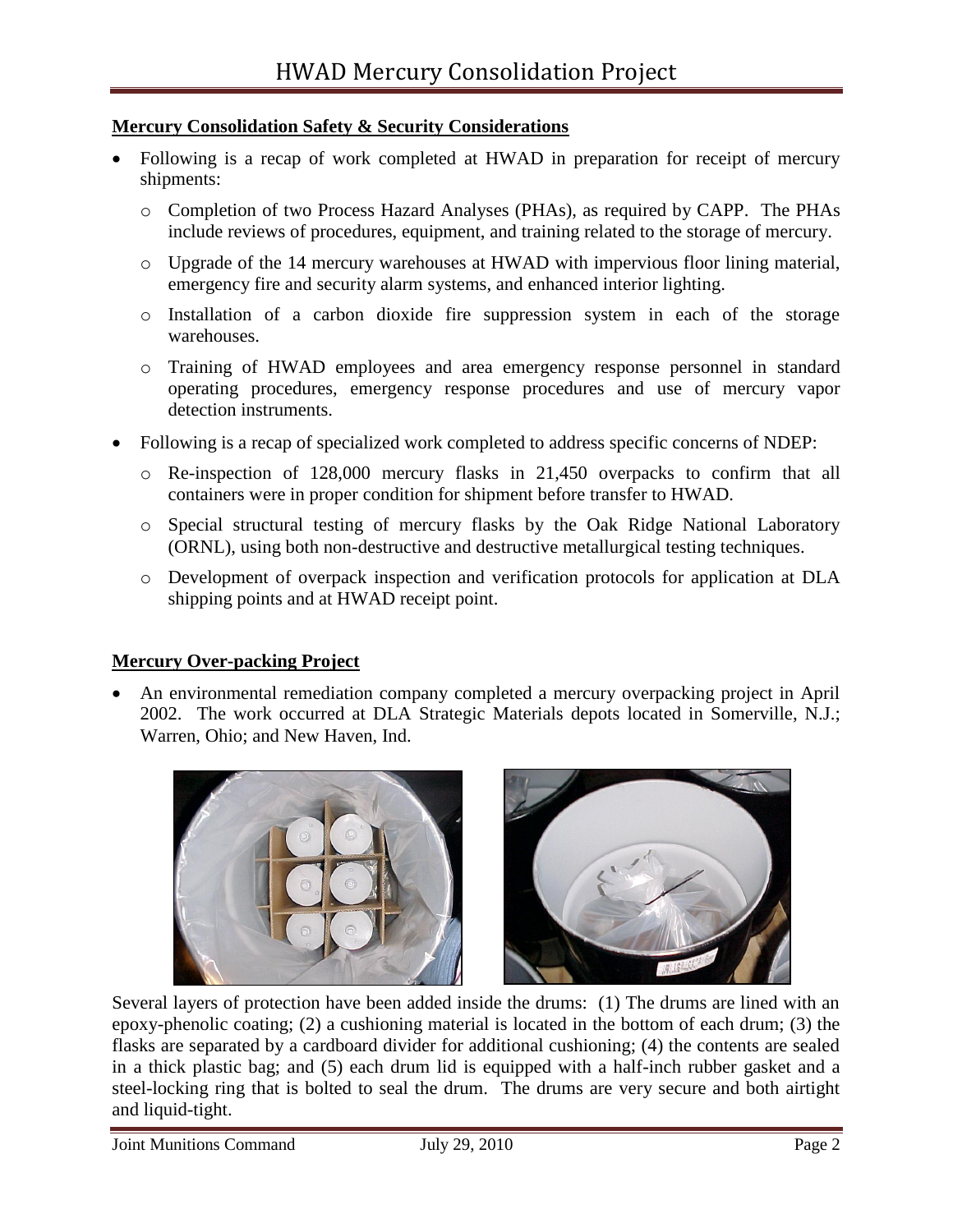## Mercury Consolidation Safety & Security Considerations

- Following is a recap of work completed at HWAD in preparation for receipt of mercury shipments:
  - Completion of two Process Hazard Analyses (PHAs), as required by CAPP. The PHAs include reviews of procedures, equipment, and training related to the storage of mercury.
  - Upgrade of the 14 mercury warehouses at HWAD with impervious floor lining material, emergency fire and security alarm systems, and enhanced interior lighting.
  - Installation of a carbon dioxide fire suppression system in each of the storage warehouses.
  - Training of HWAD employees and area emergency response personnel in standard operating procedures, emergency response procedures and use of mercury vapor detection instruments.
- Following is a recap of specialized work completed to address specific concerns of NDEP:
  - Re-inspection of 128,000 mercury flasks in 21,450 overpacks to confirm that all containers were in proper condition for shipment before transfer to HWAD.
  - Special structural testing of mercury flasks by the Oak Ridge National Laboratory (ORNL), using both non-destructive and destructive metallurgical testing techniques.
  - Development of overpack inspection and verification protocols for application at DLA shipping points and at HWAD receipt point.

## Mercury Over-packing Project

- An environmental remediation company completed a mercury overpacking project in April 2002. The work occurred at DLA Strategic Materials depots located in Somerville, N.J.; Warren, Ohio; and New Haven, Ind.

Several layers of protection have been added inside the drums: (1) The drums are lined with an epoxy-phenolic coating; (2) a cushioning material is located in the bottom of each drum; (3) the flasks are separated by a cardboard divider for additional cushioning; (4) the contents are sealed in a thick plastic bag; and (5) each drum lid is equipped with a half-inch rubber gasket and a steel-locking ring that is bolted to seal the drum. The drums are very secure and both airtight and liquid-tight.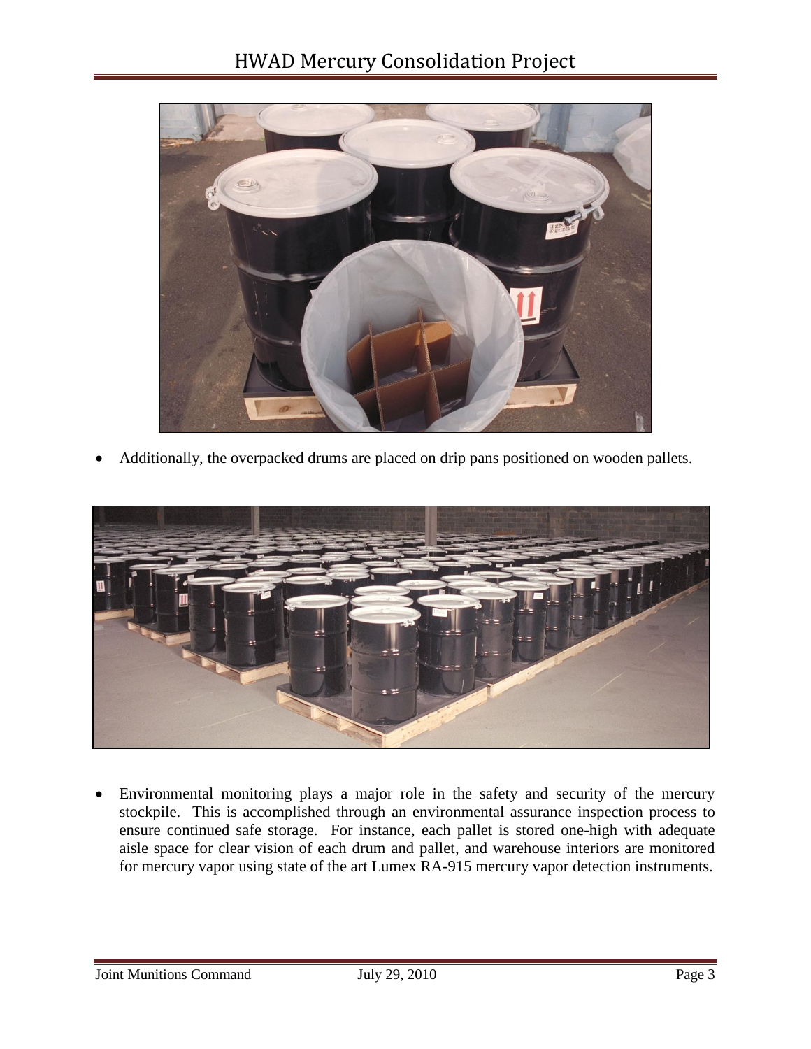- Additionally, the overpacked drums are placed on drip pans positioned on wooden pallets.

- Environmental monitoring plays a major role in the safety and security of the mercury stockpile. This is accomplished through an environmental assurance inspection process to ensure continued safe storage. For instance, each pallet is stored one-high with adequate aisle space for clear vision of each drum and pallet, and warehouse interiors are monitored for mercury vapor using state of the art Lumex RA-915 mercury vapor detection instruments.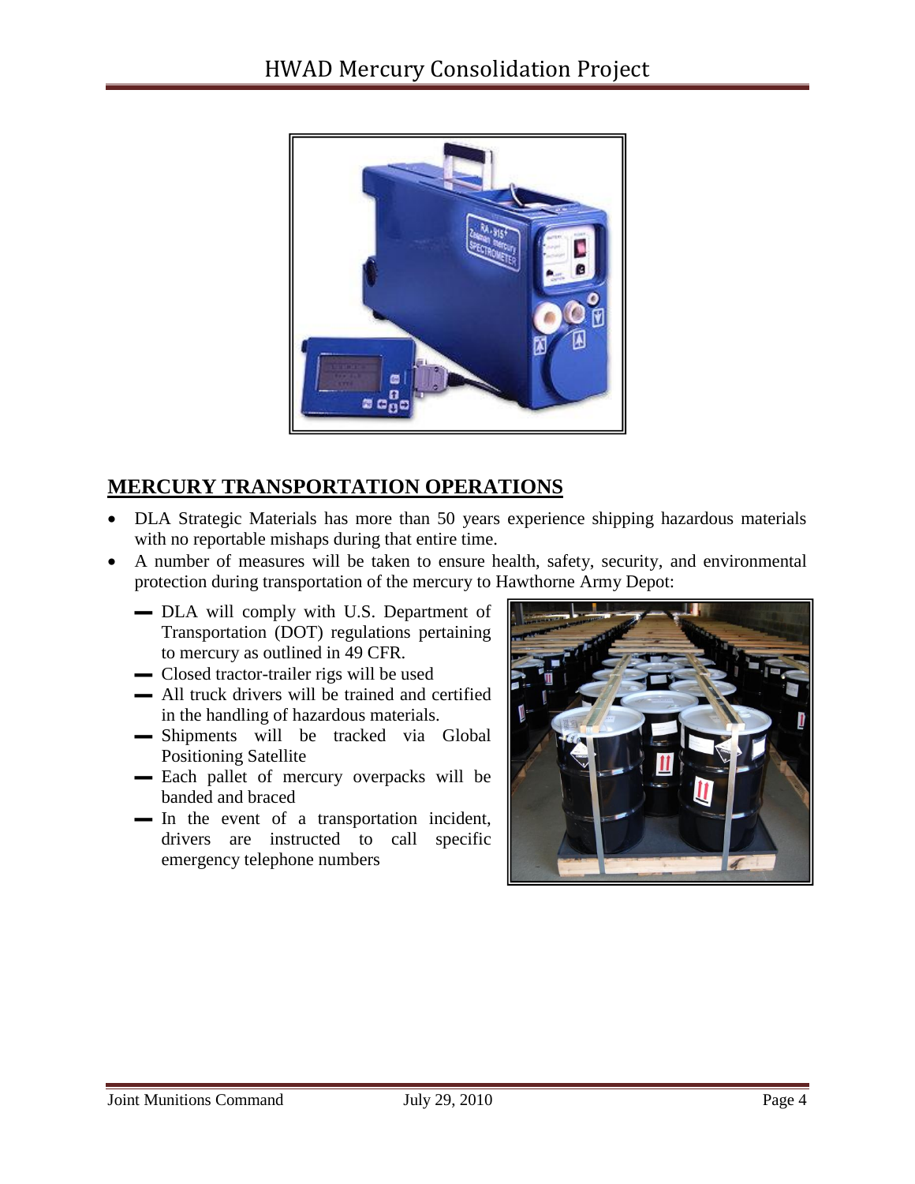## MERCURY TRANSPORTATION OPERATIONS

- DLA Strategic Materials has more than 50 years experience shipping hazardous materials with no reportable mishaps during that entire time.
- A number of measures will be taken to ensure health, safety, security, and environmental protection during transportation of the mercury to Hawthorne Army Depot:
  - DLA will comply with U.S. Department of Transportation (DOT) regulations pertaining to mercury as outlined in 49 CFR.
  - Closed tractor-trailer rigs will be used
  - All truck drivers will be trained and certified in the handling of hazardous materials.
  - Shipments will be tracked via Global Positioning Satellite
  - Each pallet of mercury overpacks will be banded and braced
  - In the event of a transportation incident, drivers are instructed to call specific emergency telephone numbers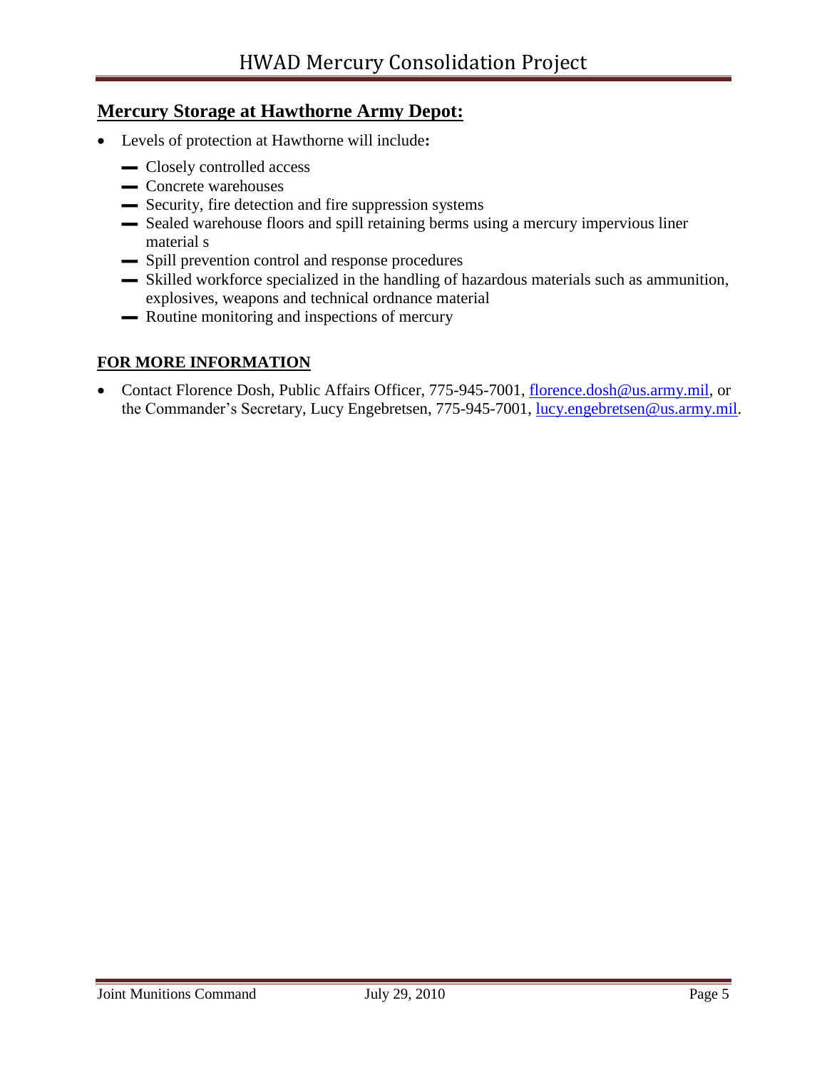## Mercury Storage at Hawthorne Army Depot:

- Levels of protection at Hawthorne will include**:**
  - Closely controlled access
  - Concrete warehouses
  - Security, fire detection and fire suppression systems
  - Sealed warehouse floors and spill retaining berms using a mercury impervious liner material s
  - Spill prevention control and response procedures
  - Skilled workforce specialized in the handling of hazardous materials such as ammunition, explosives, weapons and technical ordnance material
  - Routine monitoring and inspections of mercury

### FOR MORE INFORMATION

- Contact Florence Dosh, Public Affairs Officer, 775-945-7001, florence.dosh@us.army.mil, or the Commander's Secretary, Lucy Engebretsen, 775-945-7001, lucy.engebretsen@us.army.mil.